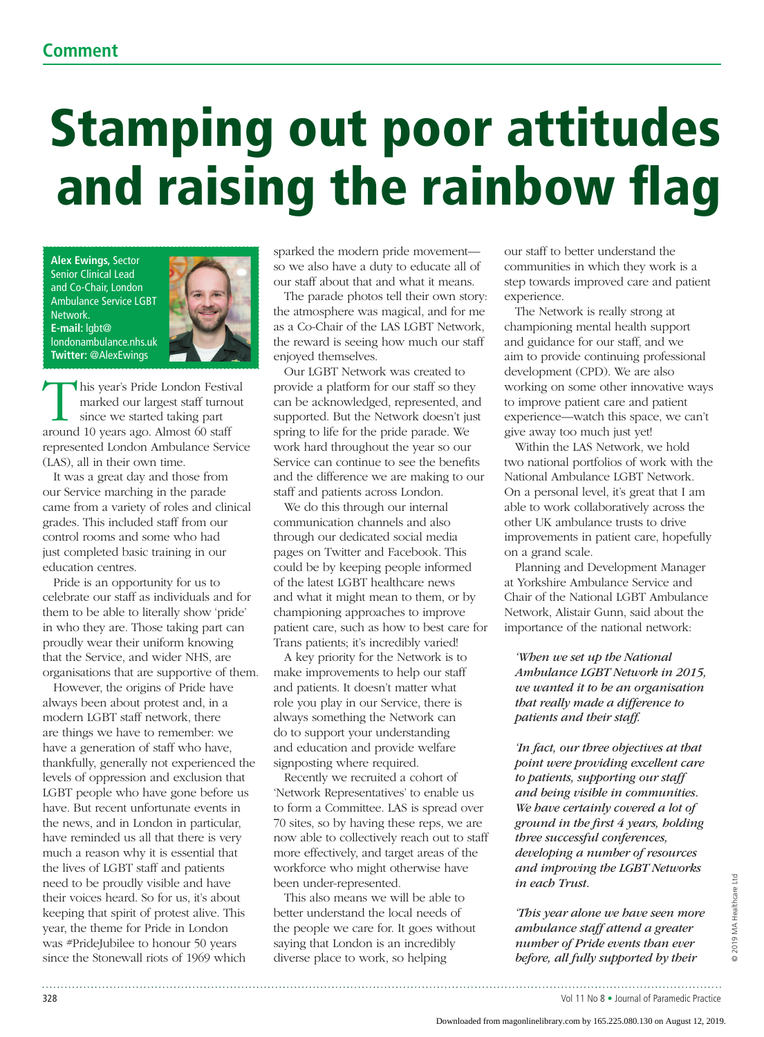Comment

# Stamping out poor attitudes and raising the rainbow flag

**Alex Ewings,** Sector Senior Clinical Lead and Co-Chair, London Ambulance Service LGBT Network.
**E-mail:** lgbt@londonambulance.nhs.uk
**Twitter:** @AlexEwings

This year's Pride London Festival marked our largest staff turnout since we started taking part around 10 years ago. Almost 60 staff represented London Ambulance Service (LAS), all in their own time.

It was a great day and those from our Service marching in the parade came from a variety of roles and clinical grades. This included staff from our control rooms and some who had just completed basic training in our education centres.

Pride is an opportunity for us to celebrate our staff as individuals and for them to be able to literally show 'pride' in who they are. Those taking part can proudly wear their uniform knowing that the Service, and wider NHS, are organisations that are supportive of them.

However, the origins of Pride have always been about protest and, in a modern LGBT staff network, there are things we have to remember: we have a generation of staff who have, thankfully, generally not experienced the levels of oppression and exclusion that LGBT people who have gone before us have. But recent unfortunate events in the news, and in London in particular, have reminded us all that there is very much a reason why it is essential that the lives of LGBT staff and patients need to be proudly visible and have their voices heard. So for us, it's about keeping that spirit of protest alive. This year, the theme for Pride in London was #PrideJubilee to honour 50 years since the Stonewall riots of 1969 which sparked the modern pride movement—so we also have a duty to educate all of our staff about that and what it means.

The parade photos tell their own story: the atmosphere was magical, and for me as a Co-Chair of the LAS LGBT Network, the reward is seeing how much our staff enjoyed themselves.

Our LGBT Network was created to provide a platform for our staff so they can be acknowledged, represented, and supported. But the Network doesn't just spring to life for the pride parade. We work hard throughout the year so our Service can continue to see the benefits and the difference we are making to our staff and patients across London.

We do this through our internal communication channels and also through our dedicated social media pages on Twitter and Facebook. This could be by keeping people informed of the latest LGBT healthcare news and what it might mean to them, or by championing approaches to improve patient care, such as how to best care for Trans patients; it's incredibly varied!

A key priority for the Network is to make improvements to help our staff and patients. It doesn't matter what role you play in our Service, there is always something the Network can do to support your understanding and education and provide welfare signposting where required.

Recently we recruited a cohort of 'Network Representatives' to enable us to form a Committee. LAS is spread over 70 sites, so by having these reps, we are now able to collectively reach out to staff more effectively, and target areas of the workforce who might otherwise have been under-represented.

This also means we will be able to better understand the local needs of the people we care for. It goes without saying that London is an incredibly diverse place to work, so helping our staff to better understand the communities in which they work is a step towards improved care and patient experience.

The Network is really strong at championing mental health support and guidance for our staff, and we aim to provide continuing professional development (CPD). We are also working on some other innovative ways to improve patient care and patient experience—watch this space, we can't give away too much just yet!

Within the LAS Network, we hold two national portfolios of work with the National Ambulance LGBT Network. On a personal level, it's great that I am able to work collaboratively across the other UK ambulance trusts to drive improvements in patient care, hopefully on a grand scale.

Planning and Development Manager at Yorkshire Ambulance Service and Chair of the National LGBT Ambulance Network, Alistair Gunn, said about the importance of the national network:

*'When we set up the National Ambulance LGBT Network in 2015, we wanted it to be an organisation that really made a difference to patients and their staff.*

*'In fact, our three objectives at that point were providing excellent care to patients, supporting our staff and being visible in communities. We have certainly covered a lot of ground in the first 4 years, holding three successful conferences, developing a number of resources and improving the LGBT Networks in each Trust.*

*'This year alone we have seen more ambulance staff attend a greater number of Pride events than ever before, all fully supported by their*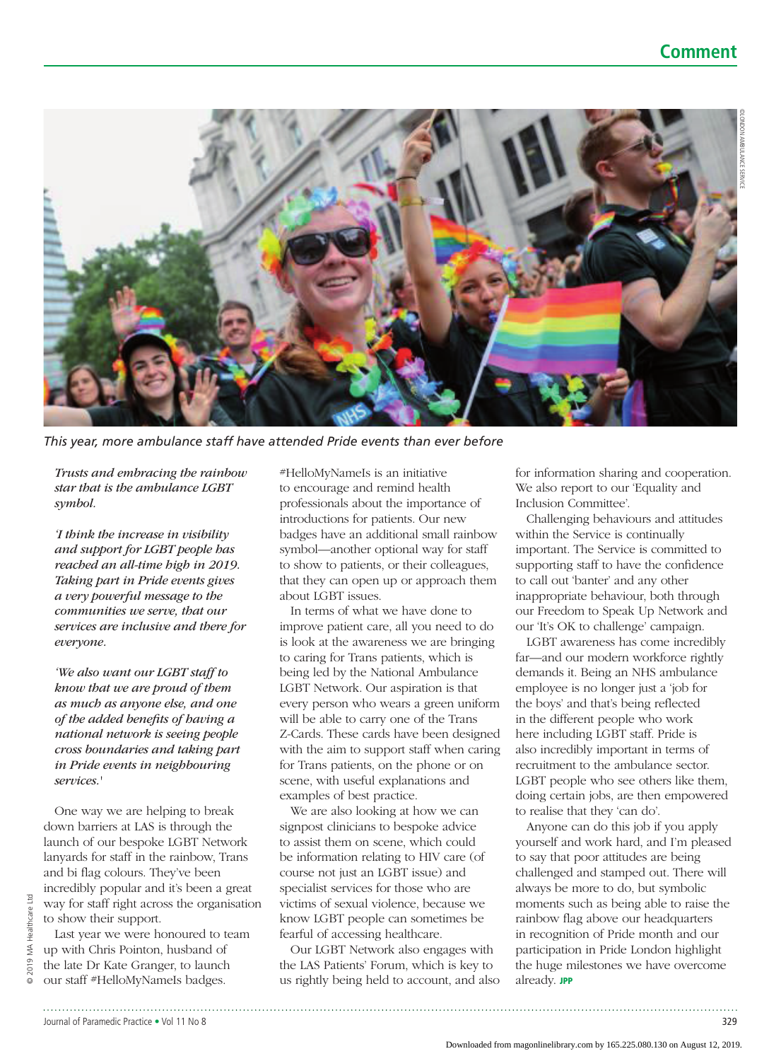This year, more ambulance staff have attended Pride events than ever before

*Trusts and embracing the rainbow star that is the ambulance LGBT symbol.*

*'I think the increase in visibility and support for LGBT people has reached an all-time high in 2019. Taking part in Pride events gives a very powerful message to the communities we serve, that our services are inclusive and there for everyone.*

*'We also want our LGBT staff to know that we are proud of them as much as anyone else, and one of the added benefits of having a national network is seeing people cross boundaries and taking part in Pride events in neighbouring services.'*

One way we are helping to break down barriers at LAS is through the launch of our bespoke LGBT Network lanyards for staff in the rainbow, Trans and bi flag colours. They've been incredibly popular and it's been a great way for staff right across the organisation to show their support.

Last year we were honoured to team up with Chris Pointon, husband of the late Dr Kate Granger, to launch our staff #HelloMyNameIs badges. #HelloMyNameIs is an initiative to encourage and remind health professionals about the importance of introductions for patients. Our new badges have an additional small rainbow symbol—another optional way for staff to show to patients, or their colleagues, that they can open up or approach them about LGBT issues.

In terms of what we have done to improve patient care, all you need to do is look at the awareness we are bringing to caring for Trans patients, which is being led by the National Ambulance LGBT Network. Our aspiration is that every person who wears a green uniform will be able to carry one of the Trans Z-Cards. These cards have been designed with the aim to support staff when caring for Trans patients, on the phone or on scene, with useful explanations and examples of best practice.

We are also looking at how we can signpost clinicians to bespoke advice to assist them on scene, which could be information relating to HIV care (of course not just an LGBT issue) and specialist services for those who are victims of sexual violence, because we know LGBT people can sometimes be fearful of accessing healthcare.

Our LGBT Network also engages with the LAS Patients' Forum, which is key to us rightly being held to account, and also for information sharing and cooperation. We also report to our 'Equality and Inclusion Committee'.

Challenging behaviours and attitudes within the Service is continually important. The Service is committed to supporting staff to have the confidence to call out 'banter' and any other inappropriate behaviour, both through our Freedom to Speak Up Network and our 'It's OK to challenge' campaign.

LGBT awareness has come incredibly far—and our modern workforce rightly demands it. Being an NHS ambulance employee is no longer just a 'job for the boys' and that's being reflected in the different people who work here including LGBT staff. Pride is also incredibly important in terms of recruitment to the ambulance sector. LGBT people who see others like them, doing certain jobs, are then empowered to realise that they 'can do'.

Anyone can do this job if you apply yourself and work hard, and I'm pleased to say that poor attitudes are being challenged and stamped out. There will always be more to do, but symbolic moments such as being able to raise the rainbow flag above our headquarters in recognition of Pride month and our participation in Pride London highlight the huge milestones we have overcome already. **JPP**